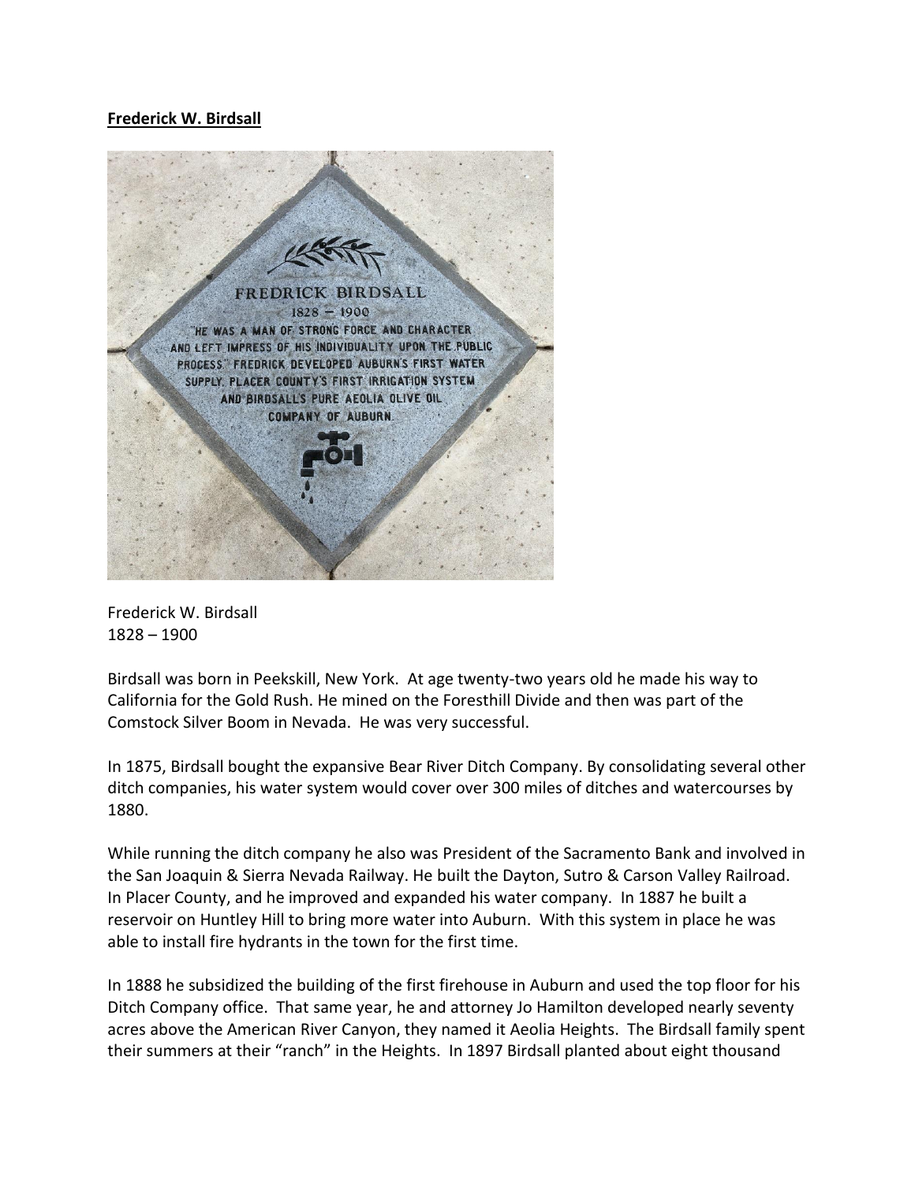**Frederick W. Birdsall**

FREDRICK BIRDSALL
1828 – 1900
"HE WAS A MAN OF STRONG FORCE AND CHARACTER AND LEFT IMPRESS OF HIS INDIVIDUALITY UPON THE PUBLIC PROCESS." FREDRICK DEVELOPED AUBURN'S FIRST WATER SUPPLY, PLACER COUNTY'S FIRST IRRIGATION SYSTEM AND BIRDSALL'S PURE AEOLIA OLIVE OIL COMPANY OF AUBURN.

Frederick W. Birdsall
1828 – 1900

Birdsall was born in Peekskill, New York. At age twenty-two years old he made his way to California for the Gold Rush. He mined on the Foresthill Divide and then was part of the Comstock Silver Boom in Nevada. He was very successful.

In 1875, Birdsall bought the expansive Bear River Ditch Company. By consolidating several other ditch companies, his water system would cover over 300 miles of ditches and watercourses by 1880.

While running the ditch company he also was President of the Sacramento Bank and involved in the San Joaquin & Sierra Nevada Railway. He built the Dayton, Sutro & Carson Valley Railroad. In Placer County, and he improved and expanded his water company. In 1887 he built a reservoir on Huntley Hill to bring more water into Auburn. With this system in place he was able to install fire hydrants in the town for the first time.

In 1888 he subsidized the building of the first firehouse in Auburn and used the top floor for his Ditch Company office. That same year, he and attorney Jo Hamilton developed nearly seventy acres above the American River Canyon, they named it Aeolia Heights. The Birdsall family spent their summers at their "ranch" in the Heights. In 1897 Birdsall planted about eight thousand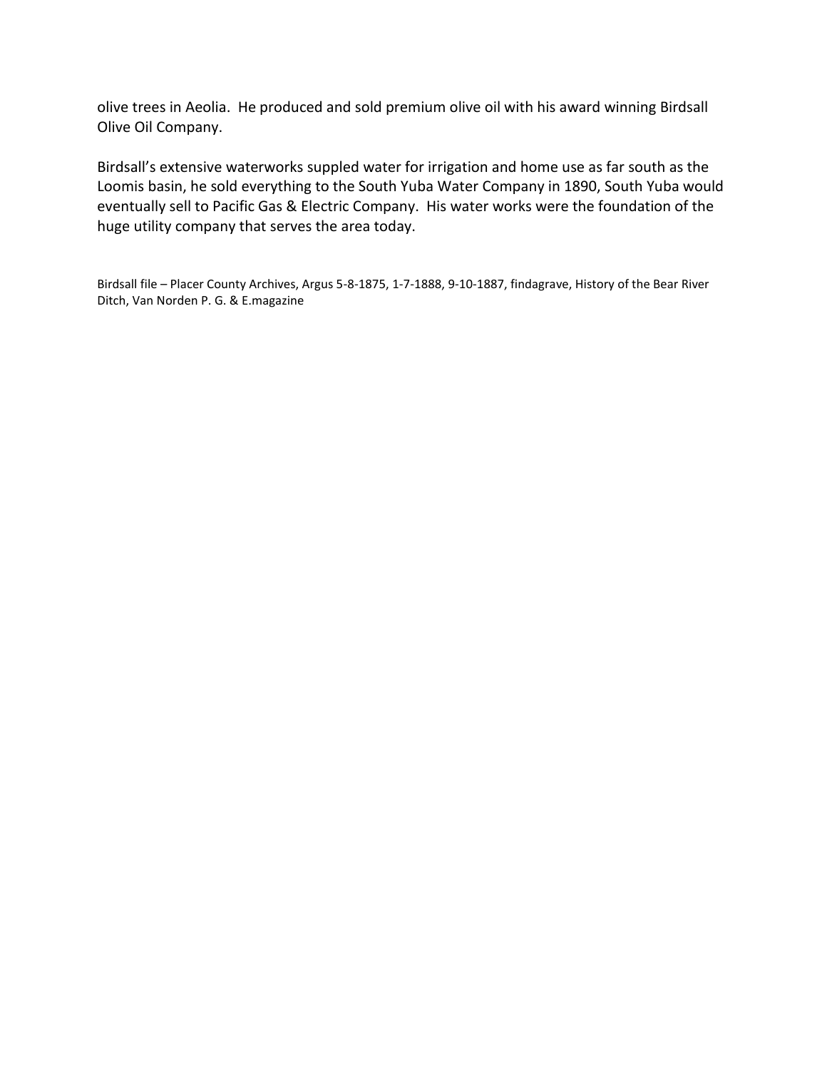olive trees in Aeolia.  He produced and sold premium olive oil with his award winning Birdsall Olive Oil Company.

Birdsall's extensive waterworks suppled water for irrigation and home use as far south as the Loomis basin, he sold everything to the South Yuba Water Company in 1890, South Yuba would eventually sell to Pacific Gas & Electric Company.  His water works were the foundation of the huge utility company that serves the area today.

Birdsall file – Placer County Archives, Argus 5-8-1875, 1-7-1888, 9-10-1887, findagrave, History of the Bear River Ditch, Van Norden P. G. & E.magazine